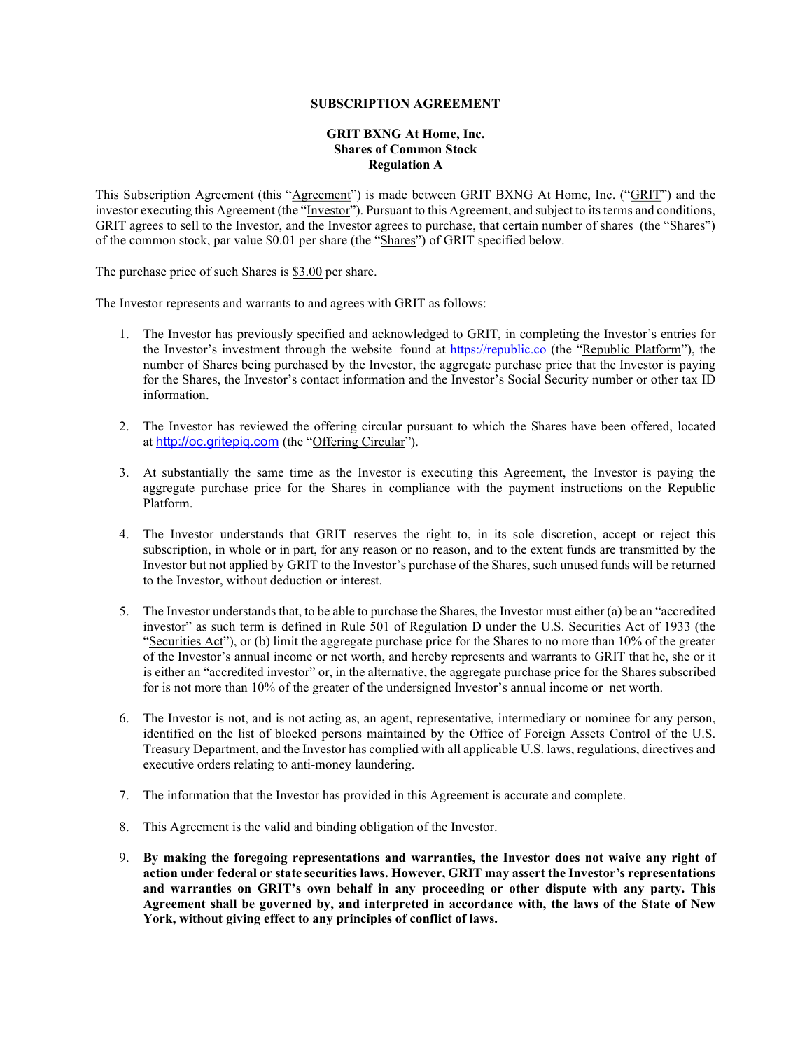**SUBSCRIPTION AGREEMENT**

**GRIT BXNG At Home, Inc.**
**Shares of Common Stock**
**Regulation A**

This Subscription Agreement (this "Agreement") is made between GRIT BXNG At Home, Inc. ("GRIT") and the investor executing this Agreement (the "Investor"). Pursuant to this Agreement, and subject to its terms and conditions, GRIT agrees to sell to the Investor, and the Investor agrees to purchase, that certain number of shares (the "Shares") of the common stock, par value $0.01 per share (the "Shares") of GRIT specified below.

The purchase price of such Shares is $3.00 per share.

The Investor represents and warrants to and agrees with GRIT as follows:

1. The Investor has previously specified and acknowledged to GRIT, in completing the Investor's entries for the Investor's investment through the website found at https://republic.co (the "Republic Platform"), the number of Shares being purchased by the Investor, the aggregate purchase price that the Investor is paying for the Shares, the Investor's contact information and the Investor's Social Security number or other tax ID information.

2. The Investor has reviewed the offering circular pursuant to which the Shares have been offered, located at http://oc.gritepiq.com (the "Offering Circular").

3. At substantially the same time as the Investor is executing this Agreement, the Investor is paying the aggregate purchase price for the Shares in compliance with the payment instructions on the Republic Platform.

4. The Investor understands that GRIT reserves the right to, in its sole discretion, accept or reject this subscription, in whole or in part, for any reason or no reason, and to the extent funds are transmitted by the Investor but not applied by GRIT to the Investor's purchase of the Shares, such unused funds will be returned to the Investor, without deduction or interest.

5. The Investor understands that, to be able to purchase the Shares, the Investor must either (a) be an "accredited investor" as such term is defined in Rule 501 of Regulation D under the U.S. Securities Act of 1933 (the "Securities Act"), or (b) limit the aggregate purchase price for the Shares to no more than 10% of the greater of the Investor's annual income or net worth, and hereby represents and warrants to GRIT that he, she or it is either an "accredited investor" or, in the alternative, the aggregate purchase price for the Shares subscribed for is not more than 10% of the greater of the undersigned Investor's annual income or net worth.

6. The Investor is not, and is not acting as, an agent, representative, intermediary or nominee for any person, identified on the list of blocked persons maintained by the Office of Foreign Assets Control of the U.S. Treasury Department, and the Investor has complied with all applicable U.S. laws, regulations, directives and executive orders relating to anti-money laundering.

7. The information that the Investor has provided in this Agreement is accurate and complete.

8. This Agreement is the valid and binding obligation of the Investor.

9. **By making the foregoing representations and warranties, the Investor does not waive any right of action under federal or state securities laws. However, GRIT may assert the Investor's representations and warranties on GRIT's own behalf in any proceeding or other dispute with any party. This Agreement shall be governed by, and interpreted in accordance with, the laws of the State of New York, without giving effect to any principles of conflict of laws.**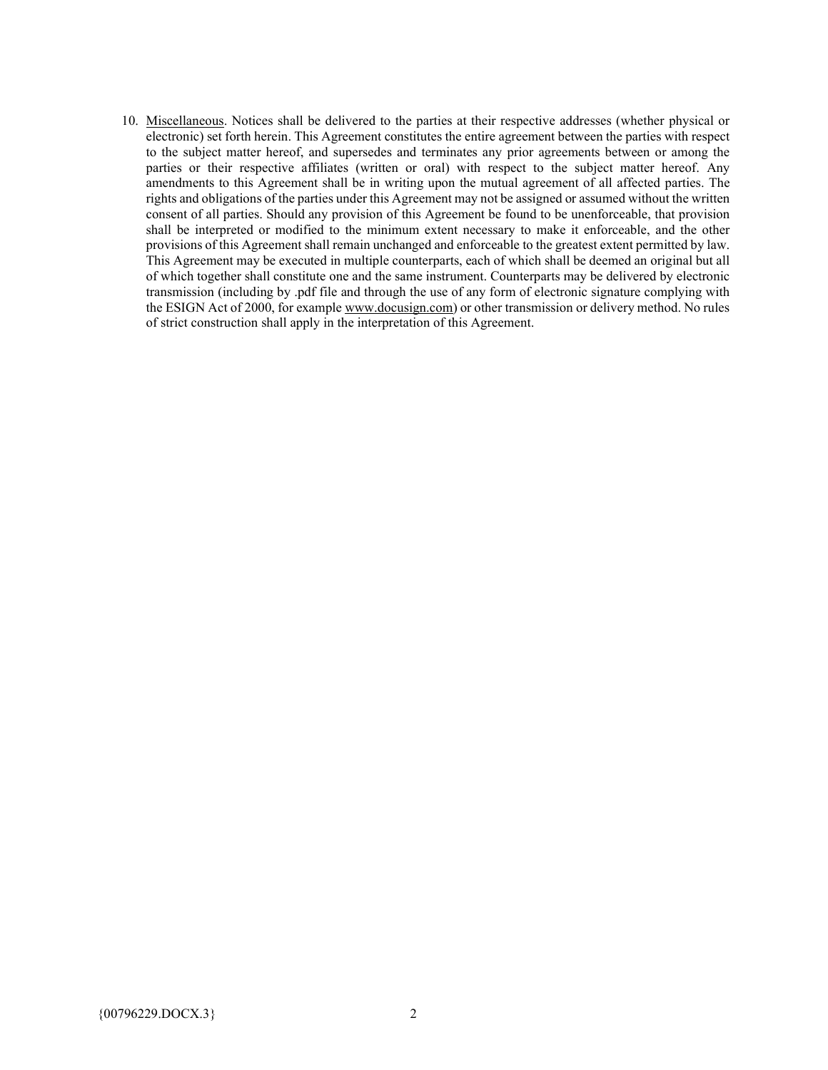10. Miscellaneous. Notices shall be delivered to the parties at their respective addresses (whether physical or electronic) set forth herein. This Agreement constitutes the entire agreement between the parties with respect to the subject matter hereof, and supersedes and terminates any prior agreements between or among the parties or their respective affiliates (written or oral) with respect to the subject matter hereof. Any amendments to this Agreement shall be in writing upon the mutual agreement of all affected parties. The rights and obligations of the parties under this Agreement may not be assigned or assumed without the written consent of all parties. Should any provision of this Agreement be found to be unenforceable, that provision shall be interpreted or modified to the minimum extent necessary to make it enforceable, and the other provisions of this Agreement shall remain unchanged and enforceable to the greatest extent permitted by law. This Agreement may be executed in multiple counterparts, each of which shall be deemed an original but all of which together shall constitute one and the same instrument. Counterparts may be delivered by electronic transmission (including by .pdf file and through the use of any form of electronic signature complying with the ESIGN Act of 2000, for example www.docusign.com) or other transmission or delivery method. No rules of strict construction shall apply in the interpretation of this Agreement.

{00796229.DOCX.3}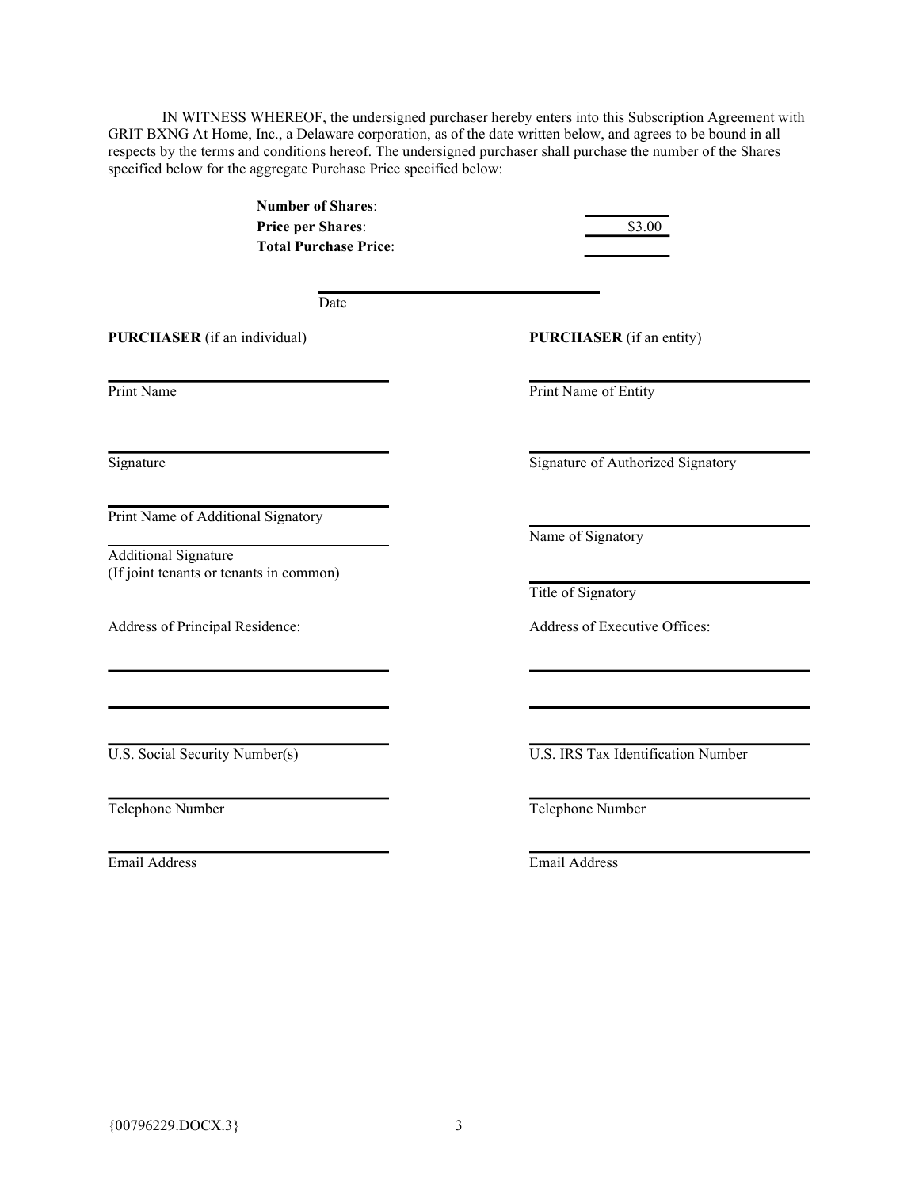IN WITNESS WHEREOF, the undersigned purchaser hereby enters into this Subscription Agreement with GRIT BXNG At Home, Inc., a Delaware corporation, as of the date written below, and agrees to be bound in all respects by the terms and conditions hereof. The undersigned purchaser shall purchase the number of the Shares specified below for the aggregate Purchase Price specified below:

| | |
|---|---|
| **Number of Shares**: | \_\_\_\_\_\_\_\_\_\_ |
| **Price per Shares**: | $3.00 |
| **Total Purchase Price**: | \_\_\_\_\_\_\_\_\_\_ |

\_\_\_\_\_\_\_\_\_\_\_\_\_\_\_\_\_\_\_\_\_\_\_\_\_\_\_\_\_\_
Date

**PURCHASER** (if an individual)

\_\_\_\_\_\_\_\_\_\_\_\_\_\_\_\_\_\_\_\_\_\_\_\_\_\_\_\_\_\_
Print Name

\_\_\_\_\_\_\_\_\_\_\_\_\_\_\_\_\_\_\_\_\_\_\_\_\_\_\_\_\_\_
Signature

\_\_\_\_\_\_\_\_\_\_\_\_\_\_\_\_\_\_\_\_\_\_\_\_\_\_\_\_\_\_
Print Name of Additional Signatory

\_\_\_\_\_\_\_\_\_\_\_\_\_\_\_\_\_\_\_\_\_\_\_\_\_\_\_\_\_\_
Additional Signature
(If joint tenants or tenants in common)

Address of Principal Residence:

\_\_\_\_\_\_\_\_\_\_\_\_\_\_\_\_\_\_\_\_\_\_\_\_\_\_\_\_\_\_

\_\_\_\_\_\_\_\_\_\_\_\_\_\_\_\_\_\_\_\_\_\_\_\_\_\_\_\_\_\_

\_\_\_\_\_\_\_\_\_\_\_\_\_\_\_\_\_\_\_\_\_\_\_\_\_\_\_\_\_\_
U.S. Social Security Number(s)

\_\_\_\_\_\_\_\_\_\_\_\_\_\_\_\_\_\_\_\_\_\_\_\_\_\_\_\_\_\_
Telephone Number

\_\_\_\_\_\_\_\_\_\_\_\_\_\_\_\_\_\_\_\_\_\_\_\_\_\_\_\_\_\_
Email Address

**PURCHASER** (if an entity)

\_\_\_\_\_\_\_\_\_\_\_\_\_\_\_\_\_\_\_\_\_\_\_\_\_\_\_\_\_\_
Print Name of Entity

\_\_\_\_\_\_\_\_\_\_\_\_\_\_\_\_\_\_\_\_\_\_\_\_\_\_\_\_\_\_
Signature of Authorized Signatory

\_\_\_\_\_\_\_\_\_\_\_\_\_\_\_\_\_\_\_\_\_\_\_\_\_\_\_\_\_\_
Name of Signatory

\_\_\_\_\_\_\_\_\_\_\_\_\_\_\_\_\_\_\_\_\_\_\_\_\_\_\_\_\_\_
Title of Signatory

Address of Executive Offices:

\_\_\_\_\_\_\_\_\_\_\_\_\_\_\_\_\_\_\_\_\_\_\_\_\_\_\_\_\_\_

\_\_\_\_\_\_\_\_\_\_\_\_\_\_\_\_\_\_\_\_\_\_\_\_\_\_\_\_\_\_

\_\_\_\_\_\_\_\_\_\_\_\_\_\_\_\_\_\_\_\_\_\_\_\_\_\_\_\_\_\_
U.S. IRS Tax Identification Number

\_\_\_\_\_\_\_\_\_\_\_\_\_\_\_\_\_\_\_\_\_\_\_\_\_\_\_\_\_\_
Telephone Number

\_\_\_\_\_\_\_\_\_\_\_\_\_\_\_\_\_\_\_\_\_\_\_\_\_\_\_\_\_\_
Email Address

{00796229.DOCX.3}